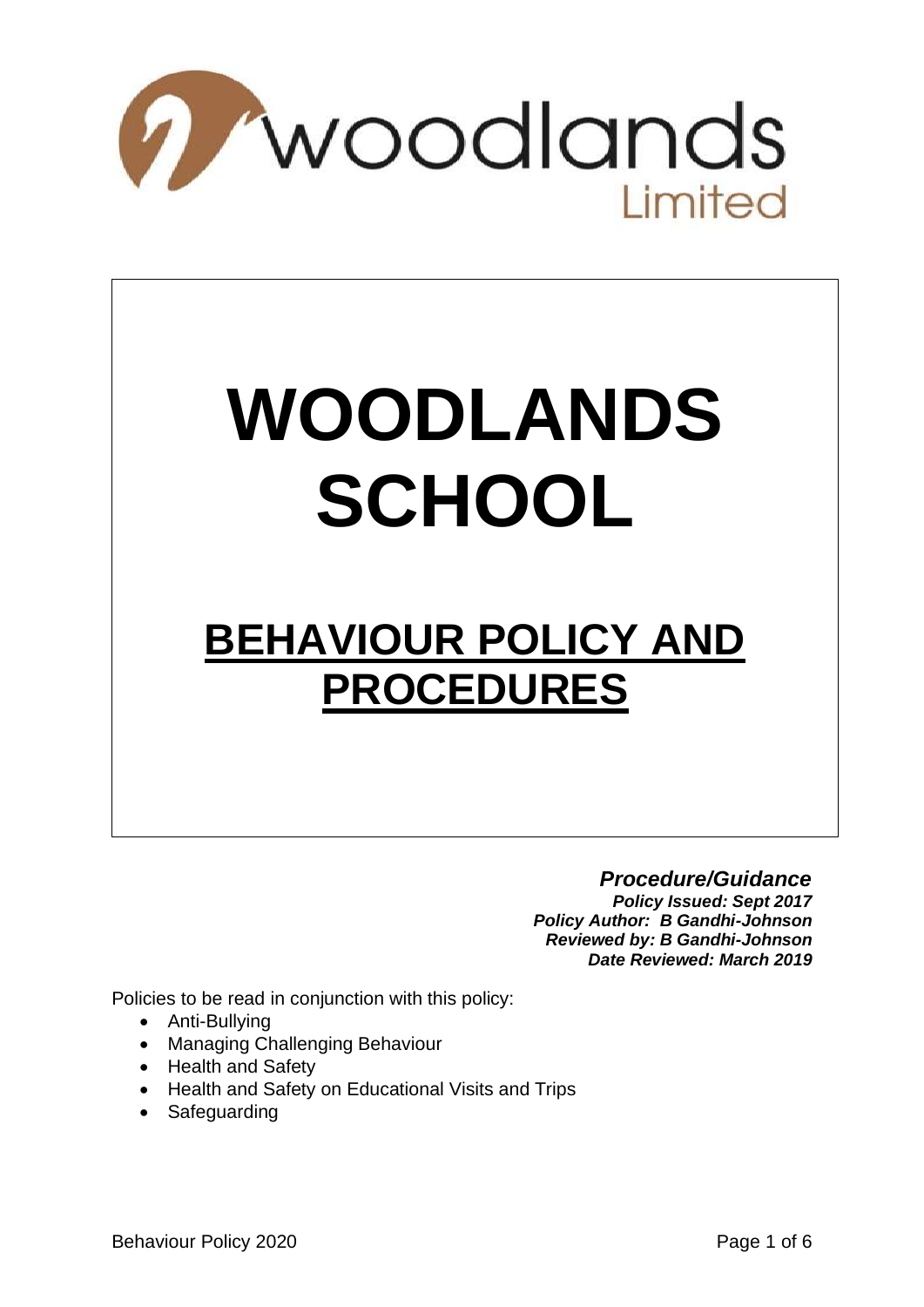woodlands Limited

# WOODLANDS SCHOOL

## BEHAVIOUR POLICY AND PROCEDURES

***Procedure/Guidance***
***Policy Issued: Sept 2017***
***Policy Author: B Gandhi-Johnson***
***Reviewed by: B Gandhi-Johnson***
***Date Reviewed: March 2019***

Policies to be read in conjunction with this policy:

- Anti-Bullying
- Managing Challenging Behaviour
- Health and Safety
- Health and Safety on Educational Visits and Trips
- Safeguarding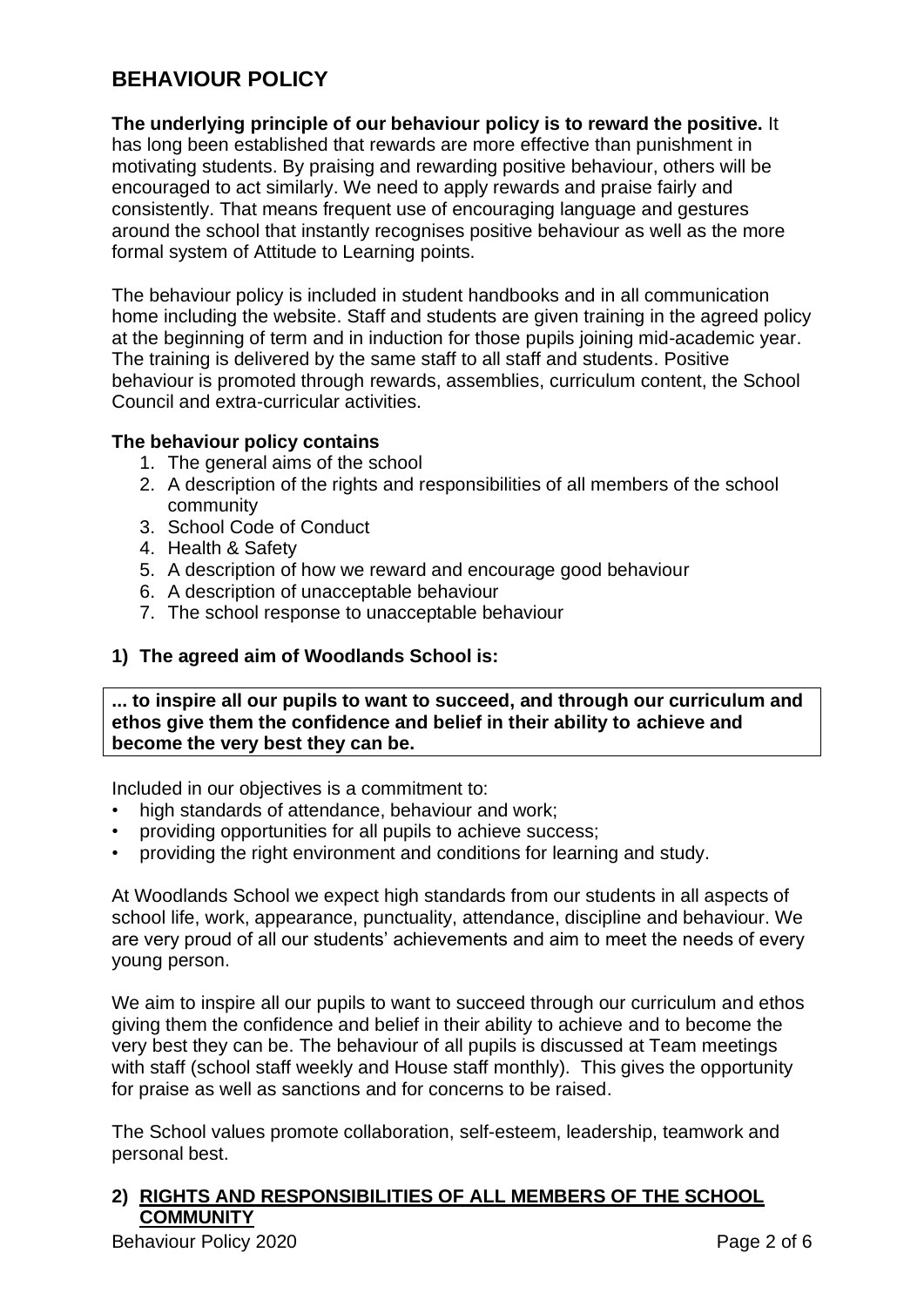# BEHAVIOUR POLICY

**The underlying principle of our behaviour policy is to reward the positive.** It has long been established that rewards are more effective than punishment in motivating students. By praising and rewarding positive behaviour, others will be encouraged to act similarly. We need to apply rewards and praise fairly and consistently. That means frequent use of encouraging language and gestures around the school that instantly recognises positive behaviour as well as the more formal system of Attitude to Learning points.

The behaviour policy is included in student handbooks and in all communication home including the website. Staff and students are given training in the agreed policy at the beginning of term and in induction for those pupils joining mid-academic year. The training is delivered by the same staff to all staff and students. Positive behaviour is promoted through rewards, assemblies, curriculum content, the School Council and extra-curricular activities.

**The behaviour policy contains**

1. The general aims of the school
2. A description of the rights and responsibilities of all members of the school community
3. School Code of Conduct
4. Health & Safety
5. A description of how we reward and encourage good behaviour
6. A description of unacceptable behaviour
7. The school response to unacceptable behaviour

## 1) The agreed aim of Woodlands School is:

**... to inspire all our pupils to want to succeed, and through our curriculum and ethos give them the confidence and belief in their ability to achieve and become the very best they can be.**

Included in our objectives is a commitment to:

- high standards of attendance, behaviour and work;
- providing opportunities for all pupils to achieve success;
- providing the right environment and conditions for learning and study.

At Woodlands School we expect high standards from our students in all aspects of school life, work, appearance, punctuality, attendance, discipline and behaviour. We are very proud of all our students' achievements and aim to meet the needs of every young person.

We aim to inspire all our pupils to want to succeed through our curriculum and ethos giving them the confidence and belief in their ability to achieve and to become the very best they can be. The behaviour of all pupils is discussed at Team meetings with staff (school staff weekly and House staff monthly). This gives the opportunity for praise as well as sanctions and for concerns to be raised.

The School values promote collaboration, self-esteem, leadership, teamwork and personal best.

## 2) RIGHTS AND RESPONSIBILITIES OF ALL MEMBERS OF THE SCHOOL COMMUNITY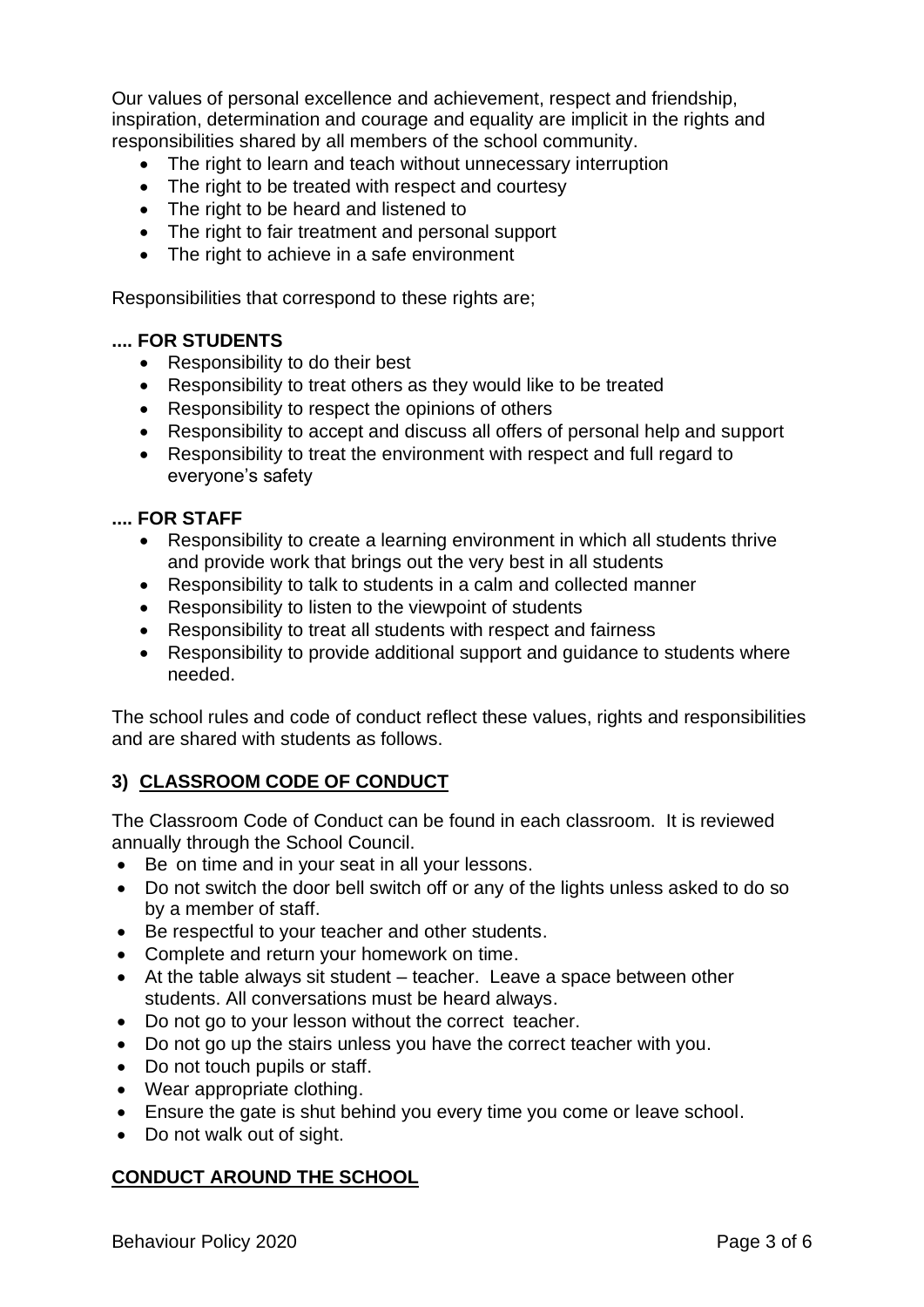Our values of personal excellence and achievement, respect and friendship, inspiration, determination and courage and equality are implicit in the rights and responsibilities shared by all members of the school community.

- The right to learn and teach without unnecessary interruption
- The right to be treated with respect and courtesy
- The right to be heard and listened to
- The right to fair treatment and personal support
- The right to achieve in a safe environment

Responsibilities that correspond to these rights are;

**.... FOR STUDENTS**

- Responsibility to do their best
- Responsibility to treat others as they would like to be treated
- Responsibility to respect the opinions of others
- Responsibility to accept and discuss all offers of personal help and support
- Responsibility to treat the environment with respect and full regard to everyone's safety

**.... FOR STAFF**

- Responsibility to create a learning environment in which all students thrive and provide work that brings out the very best in all students
- Responsibility to talk to students in a calm and collected manner
- Responsibility to listen to the viewpoint of students
- Responsibility to treat all students with respect and fairness
- Responsibility to provide additional support and guidance to students where needed.

The school rules and code of conduct reflect these values, rights and responsibilities and are shared with students as follows.

## 3) CLASSROOM CODE OF CONDUCT

The Classroom Code of Conduct can be found in each classroom. It is reviewed annually through the School Council.

- Be on time and in your seat in all your lessons.
- Do not switch the door bell switch off or any of the lights unless asked to do so by a member of staff.
- Be respectful to your teacher and other students.
- Complete and return your homework on time.
- At the table always sit student – teacher. Leave a space between other students. All conversations must be heard always.
- Do not go to your lesson without the correct teacher.
- Do not go up the stairs unless you have the correct teacher with you.
- Do not touch pupils or staff.
- Wear appropriate clothing.
- Ensure the gate is shut behind you every time you come or leave school.
- Do not walk out of sight.

## CONDUCT AROUND THE SCHOOL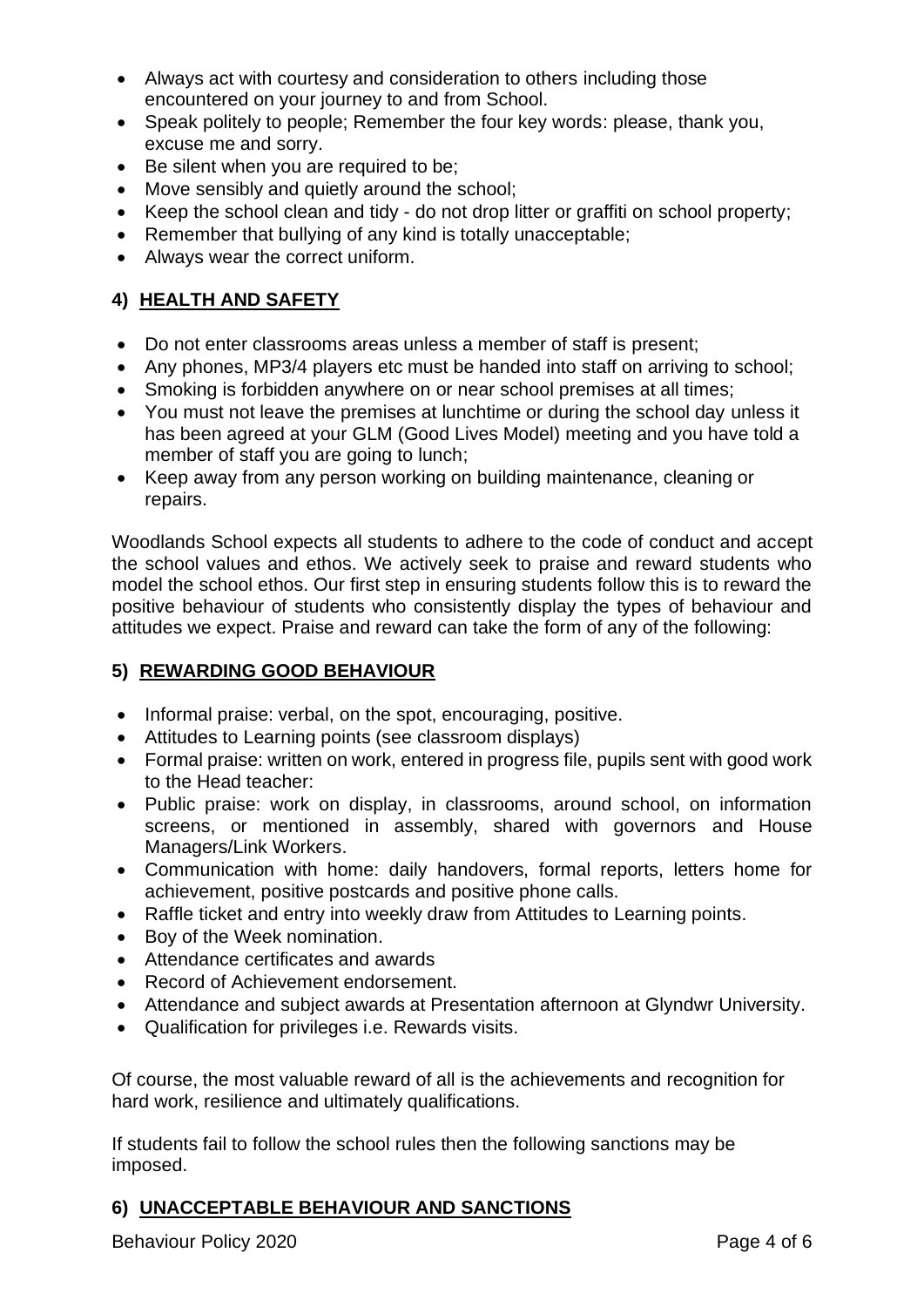- Always act with courtesy and consideration to others including those encountered on your journey to and from School.
- Speak politely to people; Remember the four key words: please, thank you, excuse me and sorry.
- Be silent when you are required to be;
- Move sensibly and quietly around the school;
- Keep the school clean and tidy - do not drop litter or graffiti on school property;
- Remember that bullying of any kind is totally unacceptable;
- Always wear the correct uniform.

## 4) HEALTH AND SAFETY

- Do not enter classrooms areas unless a member of staff is present;
- Any phones, MP3/4 players etc must be handed into staff on arriving to school;
- Smoking is forbidden anywhere on or near school premises at all times;
- You must not leave the premises at lunchtime or during the school day unless it has been agreed at your GLM (Good Lives Model) meeting and you have told a member of staff you are going to lunch;
- Keep away from any person working on building maintenance, cleaning or repairs.

Woodlands School expects all students to adhere to the code of conduct and accept the school values and ethos. We actively seek to praise and reward students who model the school ethos. Our first step in ensuring students follow this is to reward the positive behaviour of students who consistently display the types of behaviour and attitudes we expect. Praise and reward can take the form of any of the following:

## 5) REWARDING GOOD BEHAVIOUR

- Informal praise: verbal, on the spot, encouraging, positive.
- Attitudes to Learning points (see classroom displays)
- Formal praise: written on work, entered in progress file, pupils sent with good work to the Head teacher:
- Public praise: work on display, in classrooms, around school, on information screens, or mentioned in assembly, shared with governors and House Managers/Link Workers.
- Communication with home: daily handovers, formal reports, letters home for achievement, positive postcards and positive phone calls.
- Raffle ticket and entry into weekly draw from Attitudes to Learning points.
- Boy of the Week nomination.
- Attendance certificates and awards
- Record of Achievement endorsement.
- Attendance and subject awards at Presentation afternoon at Glyndwr University.
- Qualification for privileges i.e. Rewards visits.

Of course, the most valuable reward of all is the achievements and recognition for hard work, resilience and ultimately qualifications.

If students fail to follow the school rules then the following sanctions may be imposed.

## 6) UNACCEPTABLE BEHAVIOUR AND SANCTIONS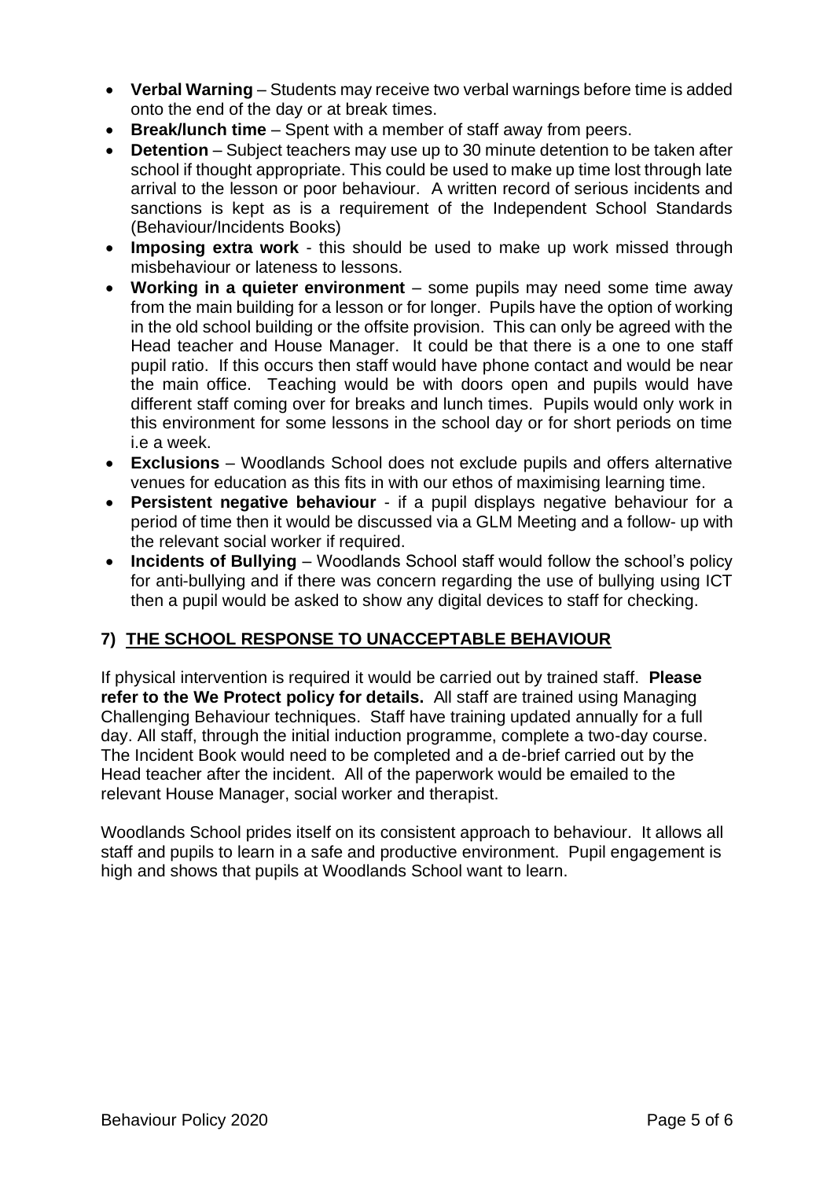- **Verbal Warning** – Students may receive two verbal warnings before time is added onto the end of the day or at break times.
- **Break/lunch time** – Spent with a member of staff away from peers.
- **Detention** – Subject teachers may use up to 30 minute detention to be taken after school if thought appropriate. This could be used to make up time lost through late arrival to the lesson or poor behaviour. A written record of serious incidents and sanctions is kept as is a requirement of the Independent School Standards (Behaviour/Incidents Books)
- **Imposing extra work** - this should be used to make up work missed through misbehaviour or lateness to lessons.
- **Working in a quieter environment** – some pupils may need some time away from the main building for a lesson or for longer. Pupils have the option of working in the old school building or the offsite provision. This can only be agreed with the Head teacher and House Manager. It could be that there is a one to one staff pupil ratio. If this occurs then staff would have phone contact and would be near the main office. Teaching would be with doors open and pupils would have different staff coming over for breaks and lunch times. Pupils would only work in this environment for some lessons in the school day or for short periods on time i.e a week.
- **Exclusions** – Woodlands School does not exclude pupils and offers alternative venues for education as this fits in with our ethos of maximising learning time.
- **Persistent negative behaviour** - if a pupil displays negative behaviour for a period of time then it would be discussed via a GLM Meeting and a follow- up with the relevant social worker if required.
- **Incidents of Bullying** – Woodlands School staff would follow the school's policy for anti-bullying and if there was concern regarding the use of bullying using ICT then a pupil would be asked to show any digital devices to staff for checking.

## 7) THE SCHOOL RESPONSE TO UNACCEPTABLE BEHAVIOUR

If physical intervention is required it would be carried out by trained staff. **Please refer to the We Protect policy for details.** All staff are trained using Managing Challenging Behaviour techniques. Staff have training updated annually for a full day. All staff, through the initial induction programme, complete a two-day course. The Incident Book would need to be completed and a de-brief carried out by the Head teacher after the incident. All of the paperwork would be emailed to the relevant House Manager, social worker and therapist.

Woodlands School prides itself on its consistent approach to behaviour. It allows all staff and pupils to learn in a safe and productive environment. Pupil engagement is high and shows that pupils at Woodlands School want to learn.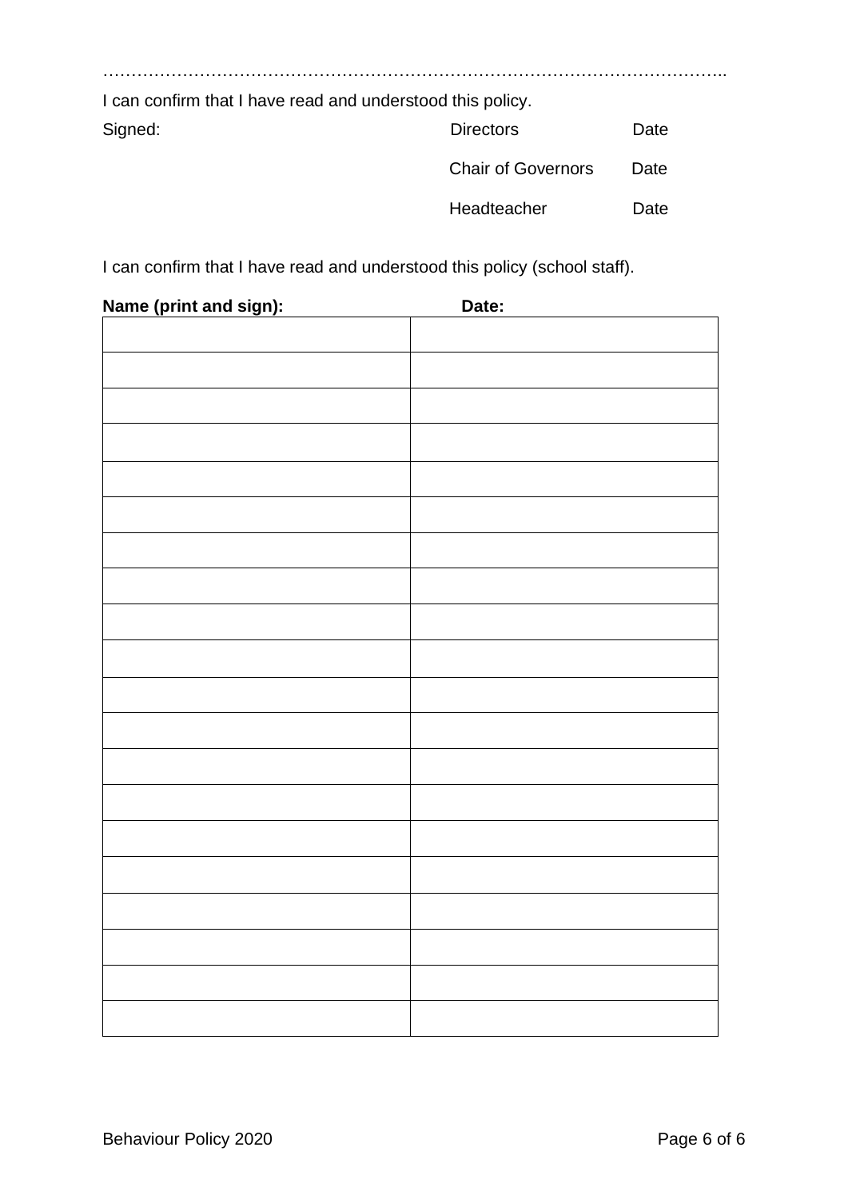……………………………………………………………………………………………………..

I can confirm that I have read and understood this policy.

Signed: Directors Date

Chair of Governors Date

Headteacher Date

I can confirm that I have read and understood this policy (school staff).

| **Name (print and sign):** | **Date:** |
| --- | --- |
| | |
| | |
| | |
| | |
| | |
| | |
| | |
| | |
| | |
| | |
| | |
| | |
| | |
| | |
| | |
| | |
| | |
| | |
| | |
| | |

Behaviour Policy 2020